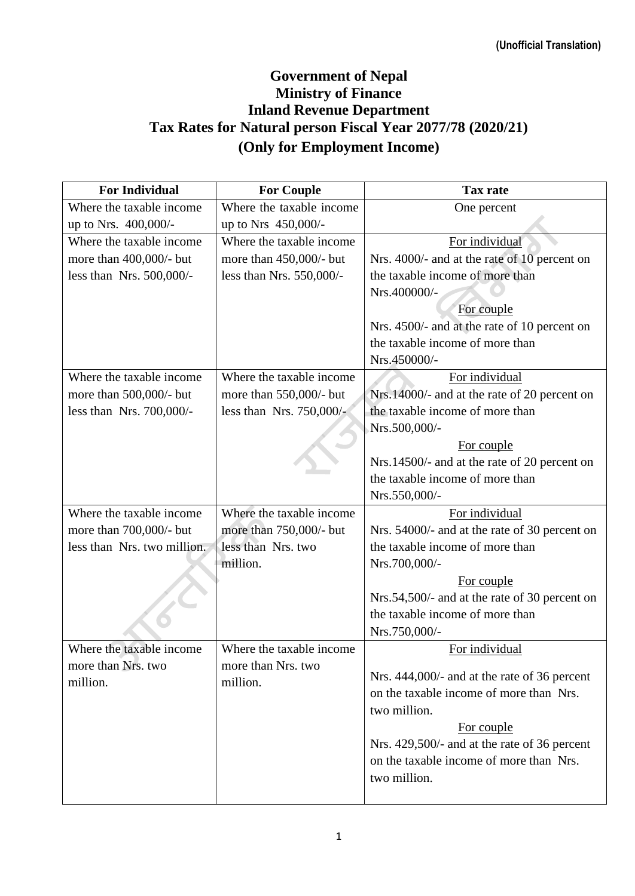(Unofficial Translation)

# Government of Nepal
## Ministry of Finance
## Inland Revenue Department
## Tax Rates for Natural person Fiscal Year 2077/78 (2020/21)
## (Only for Employment Income)

| For Individual | For Couple | Tax rate |
|---|---|---|
| Where the taxable income up to Nrs. 400,000/- | Where the taxable income up to Nrs 450,000/- | One percent |
| Where the taxable income more than 400,000/- but less than Nrs. 500,000/- | Where the taxable income more than 450,000/- but less than Nrs. 550,000/- | For individual<br>Nrs. 4000/- and at the rate of 10 percent on the taxable income of more than Nrs.400000/-<br>For couple<br>Nrs. 4500/- and at the rate of 10 percent on the taxable income of more than Nrs.450000/- |
| Where the taxable income more than 500,000/- but less than Nrs. 700,000/- | Where the taxable income more than 550,000/- but less than Nrs. 750,000/- | For individual<br>Nrs.14000/- and at the rate of 20 percent on the taxable income of more than Nrs.500,000/-<br>For couple<br>Nrs.14500/- and at the rate of 20 percent on the taxable income of more than Nrs.550,000/- |
| Where the taxable income more than 700,000/- but less than Nrs. two million. | Where the taxable income more than 750,000/- but less than Nrs. two million. | For individual<br>Nrs. 54000/- and at the rate of 30 percent on the taxable income of more than Nrs.700,000/-<br>For couple<br>Nrs.54,500/- and at the rate of 30 percent on the taxable income of more than Nrs.750,000/- |
| Where the taxable income more than Nrs. two million. | Where the taxable income more than Nrs. two million. | For individual<br>Nrs. 444,000/- and at the rate of 36 percent on the taxable income of more than Nrs. two million.<br>For couple<br>Nrs. 429,500/- and at the rate of 36 percent on the taxable income of more than Nrs. two million. |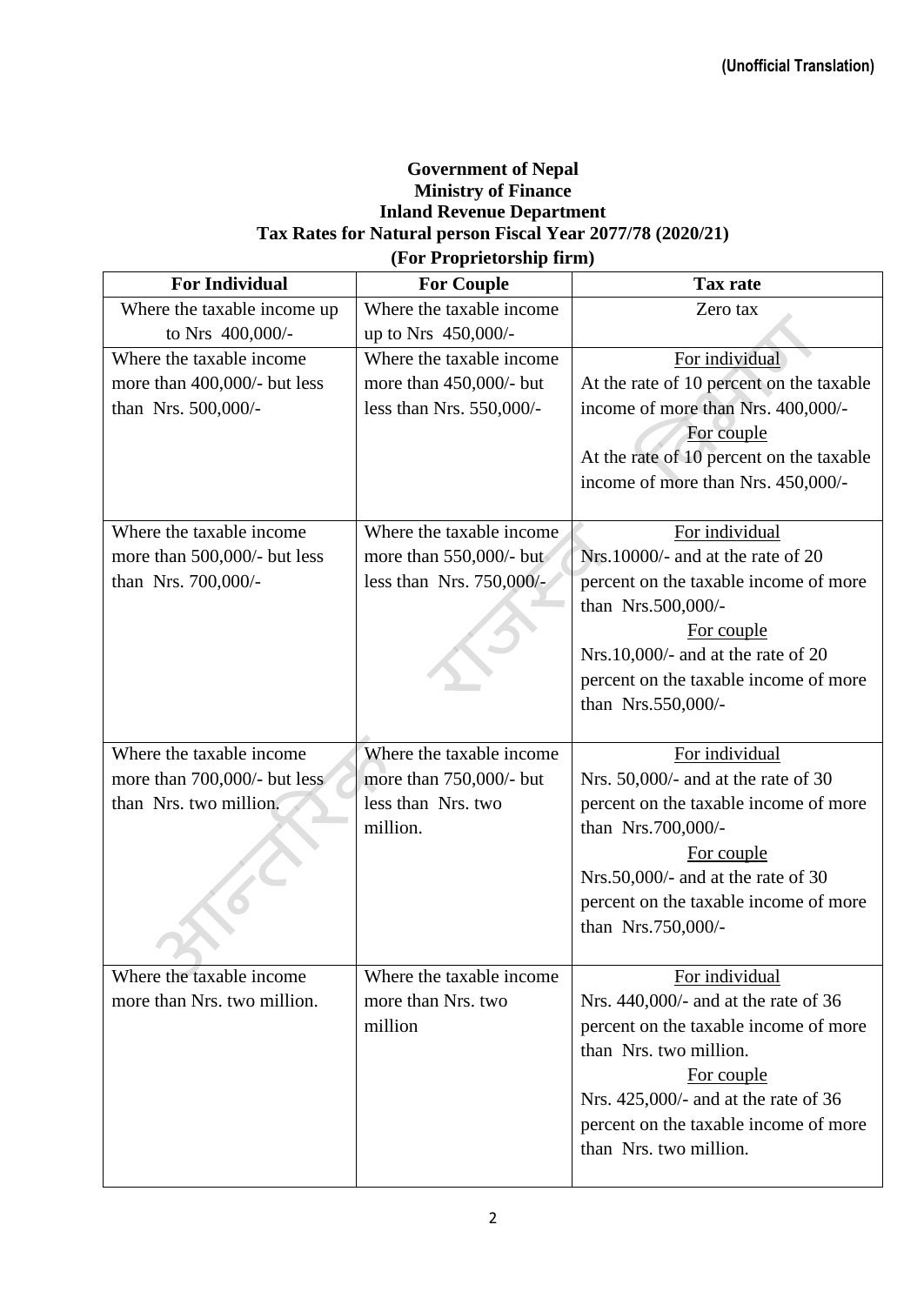(Unofficial Translation)

**Government of Nepal**
**Ministry of Finance**
**Inland Revenue Department**
**Tax Rates for Natural person Fiscal Year 2077/78 (2020/21)**
**(For Proprietorship firm)**

| For Individual | For Couple | Tax rate |
|---|---|---|
| Where the taxable income up to Nrs 400,000/- | Where the taxable income up to Nrs 450,000/- | Zero tax |
| Where the taxable income more than 400,000/- but less than Nrs. 500,000/- | Where the taxable income more than 450,000/- but less than Nrs. 550,000/- | For individual<br>At the rate of 10 percent on the taxable income of more than Nrs. 400,000/-<br>For couple<br>At the rate of 10 percent on the taxable income of more than Nrs. 450,000/- |
| Where the taxable income more than 500,000/- but less than Nrs. 700,000/- | Where the taxable income more than 550,000/- but less than Nrs. 750,000/- | For individual<br>Nrs.10000/- and at the rate of 20 percent on the taxable income of more than Nrs.500,000/-<br>For couple<br>Nrs.10,000/- and at the rate of 20 percent on the taxable income of more than Nrs.550,000/- |
| Where the taxable income more than 700,000/- but less than Nrs. two million. | Where the taxable income more than 750,000/- but less than Nrs. two million. | For individual<br>Nrs. 50,000/- and at the rate of 30 percent on the taxable income of more than Nrs.700,000/-<br>For couple<br>Nrs.50,000/- and at the rate of 30 percent on the taxable income of more than Nrs.750,000/- |
| Where the taxable income more than Nrs. two million. | Where the taxable income more than Nrs. two million | For individual<br>Nrs. 440,000/- and at the rate of 36 percent on the taxable income of more than Nrs. two million.<br>For couple<br>Nrs. 425,000/- and at the rate of 36 percent on the taxable income of more than Nrs. two million. |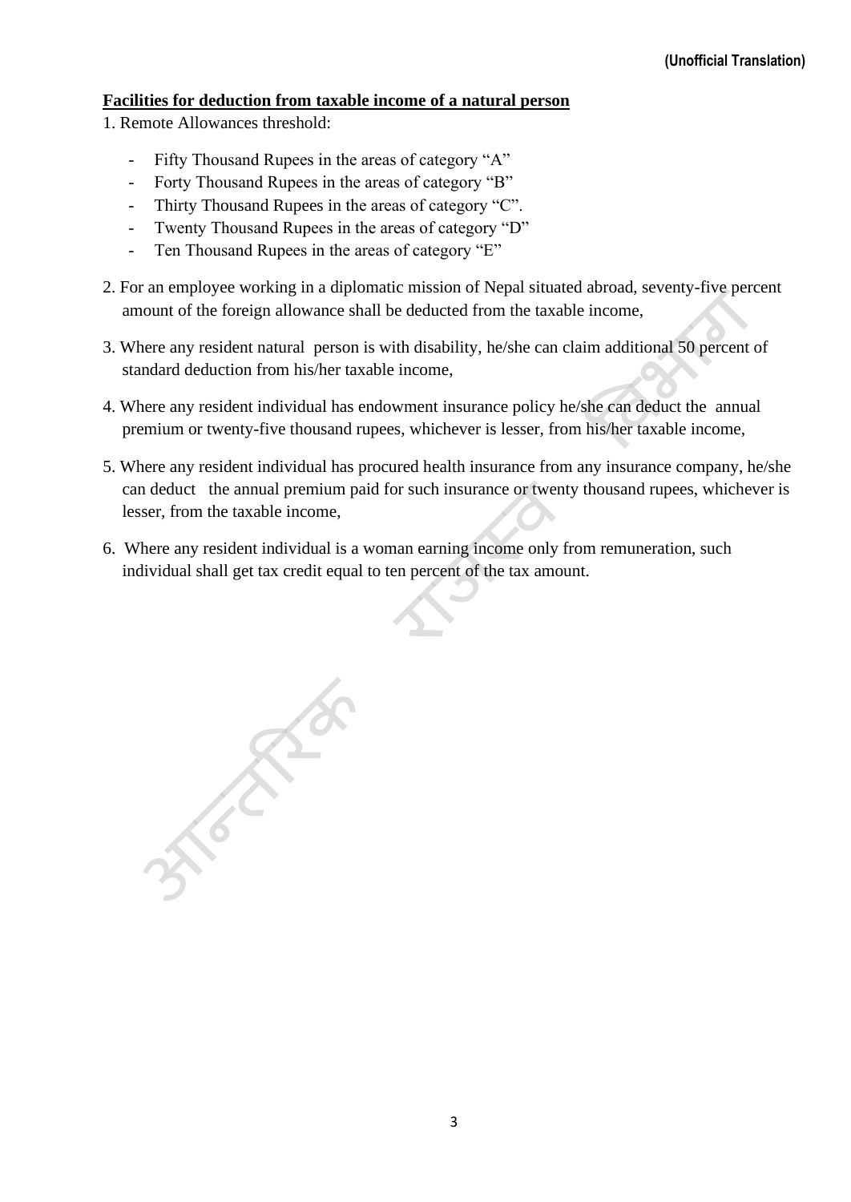(Unofficial Translation)

**Facilities for deduction from taxable income of a natural person**

1. Remote Allowances threshold:

   - Fifty Thousand Rupees in the areas of category "A"
   - Forty Thousand Rupees in the areas of category "B"
   - Thirty Thousand Rupees in the areas of category "C".
   - Twenty Thousand Rupees in the areas of category "D"
   - Ten Thousand Rupees in the areas of category "E"

2. For an employee working in a diplomatic mission of Nepal situated abroad, seventy-five percent amount of the foreign allowance shall be deducted from the taxable income,

3. Where any resident natural person is with disability, he/she can claim additional 50 percent of standard deduction from his/her taxable income,

4. Where any resident individual has endowment insurance policy he/she can deduct the annual premium or twenty-five thousand rupees, whichever is lesser, from his/her taxable income,

5. Where any resident individual has procured health insurance from any insurance company, he/she can deduct the annual premium paid for such insurance or twenty thousand rupees, whichever is lesser, from the taxable income,

6. Where any resident individual is a woman earning income only from remuneration, such individual shall get tax credit equal to ten percent of the tax amount.